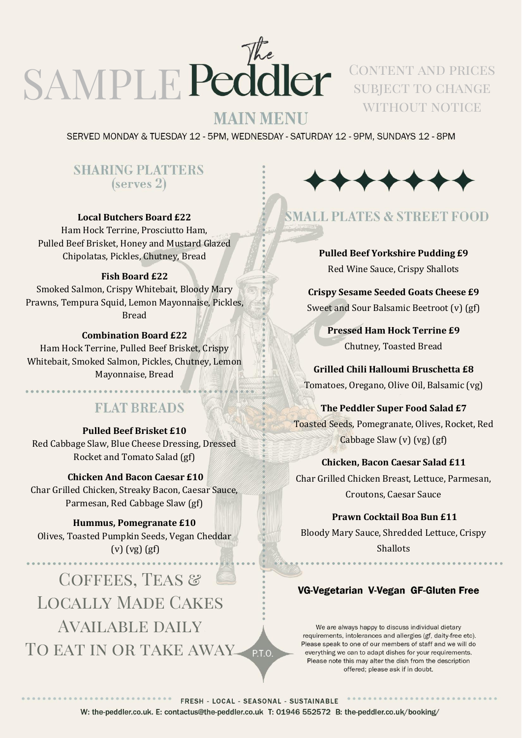# SAMPLE *The* Peddler

CONTENT AND PRICES SUBJECT TO CHANGE WITHOUT NOTICE

## MAIN MENU

SERVED MONDAY & TUESDAY 12 - 5PM, WEDNESDAY - SATURDAY 12 - 9PM, SUNDAYS 12 - 8PM

## SHARING PLATTERS (serves 2)

**Local Butchers Board £22**
Ham Hock Terrine, Prosciutto Ham, Pulled Beef Brisket, Honey and Mustard Glazed Chipolatas, Pickles, Chutney, Bread

**Fish Board £22**
Smoked Salmon, Crispy Whitebait, Bloody Mary Prawns, Tempura Squid, Lemon Mayonnaise, Pickles, Bread

**Combination Board £22**
Ham Hock Terrine, Pulled Beef Brisket, Crispy Whitebait, Smoked Salmon, Pickles, Chutney, Lemon Mayonnaise, Bread

## FLAT BREADS

**Pulled Beef Brisket £10**
Red Cabbage Slaw, Blue Cheese Dressing, Dressed Rocket and Tomato Salad (gf)

**Chicken And Bacon Caesar £10**
Char Grilled Chicken, Streaky Bacon, Caesar Sauce, Parmesan, Red Cabbage Slaw (gf)

**Hummus, Pomegranate £10**
Olives, Toasted Pumpkin Seeds, Vegan Cheddar (v) (vg) (gf)

## Coffees, Teas & Locally Made Cakes Available Daily To Eat In or Take Away

P.T.O.

## SMALL PLATES & STREET FOOD

**Pulled Beef Yorkshire Pudding £9**
Red Wine Sauce, Crispy Shallots

**Crispy Sesame Seeded Goats Cheese £9**
Sweet and Sour Balsamic Beetroot (v) (gf)

**Pressed Ham Hock Terrine £9**
Chutney, Toasted Bread

**Grilled Chili Halloumi Bruschetta £8**
Tomatoes, Oregano, Olive Oil, Balsamic (vg)

**The Peddler Super Food Salad £7**
Toasted Seeds, Pomegranate, Olives, Rocket, Red Cabbage Slaw (v) (vg) (gf)

**Chicken, Bacon Caesar Salad £11**
Char Grilled Chicken Breast, Lettuce, Parmesan, Croutons, Caesar Sauce

**Prawn Cocktail Boa Bun £11**
Bloody Mary Sauce, Shredded Lettuce, Crispy Shallots

**VG-Vegetarian V-Vegan GF-Gluten Free**

We are always happy to discuss individual dietary requirements, intolerances and allergies (gf, daity-free etc). Please speak to one of our members of staff and we will do everything we can to adapt dishes for your requirements. Please note this may alter the dish from the description offered; please ask if in doubt.

FRESH - LOCAL - SEASONAL - SUSTAINABLE

W: the-peddler.co.uk. E: contactus@the-peddler.co.uk T: 01946 552572 B: the-peddler.co.uk/booking/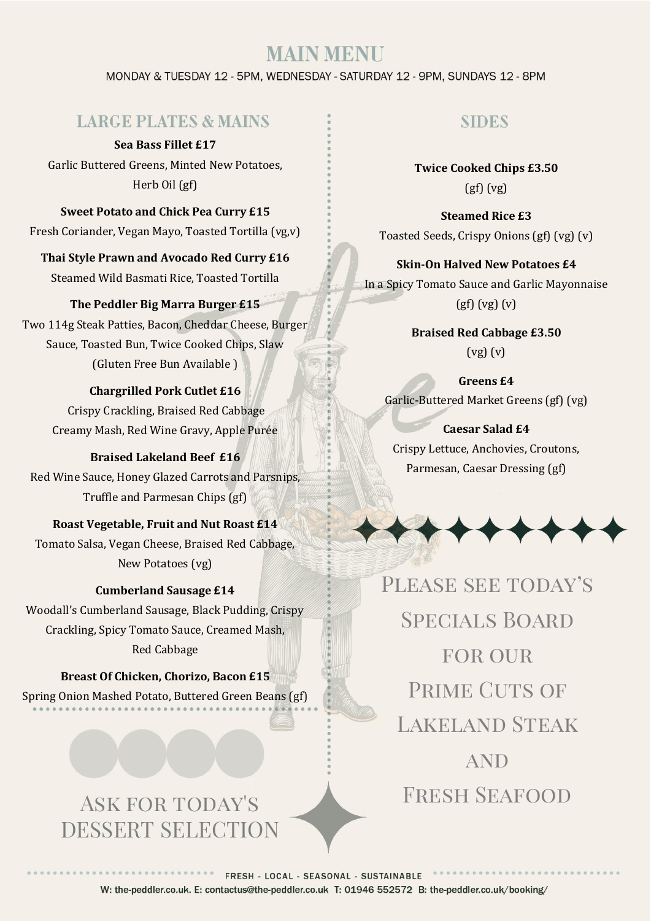# MAIN MENU

MONDAY & TUESDAY 12 - 5PM, WEDNESDAY - SATURDAY 12 - 9PM, SUNDAYS 12 - 8PM

## LARGE PLATES & MAINS

**Sea Bass Fillet £17**
Garlic Buttered Greens, Minted New Potatoes, Herb Oil (gf)

**Sweet Potato and Chick Pea Curry £15**
Fresh Coriander, Vegan Mayo, Toasted Tortilla (vg,v)

**Thai Style Prawn and Avocado Red Curry £16**
Steamed Wild Basmati Rice, Toasted Tortilla

**The Peddler Big Marra Burger £15**
Two 114g Steak Patties, Bacon, Cheddar Cheese, Burger Sauce, Toasted Bun, Twice Cooked Chips, Slaw (Gluten Free Bun Available )

**Chargrilled Pork Cutlet £16**
Crispy Crackling, Braised Red Cabbage Creamy Mash, Red Wine Gravy, Apple Purée

**Braised Lakeland Beef £16**
Red Wine Sauce, Honey Glazed Carrots and Parsnips, Truffle and Parmesan Chips (gf)

**Roast Vegetable, Fruit and Nut Roast £14**
Tomato Salsa, Vegan Cheese, Braised Red Cabbage, New Potatoes (vg)

**Cumberland Sausage £14**
Woodall's Cumberland Sausage, Black Pudding, Crispy Crackling, Spicy Tomato Sauce, Creamed Mash, Red Cabbage

**Breast Of Chicken, Chorizo, Bacon £15**
Spring Onion Mashed Potato, Buttered Green Beans (gf)

ASK FOR TODAY'S DESSERT SELECTION

## SIDES

**Twice Cooked Chips £3.50**
(gf) (vg)

**Steamed Rice £3**
Toasted Seeds, Crispy Onions (gf) (vg) (v)

**Skin-On Halved New Potatoes £4**
In a Spicy Tomato Sauce and Garlic Mayonnaise (gf) (vg) (v)

**Braised Red Cabbage £3.50**
(vg) (v)

**Greens £4**
Garlic-Buttered Market Greens (gf) (vg)

**Caesar Salad £4**
Crispy Lettuce, Anchovies, Croutons, Parmesan, Caesar Dressing (gf)

PLEASE SEE TODAY'S SPECIALS BOARD FOR OUR PRIME CUTS OF LAKELAND STEAK AND FRESH SEAFOOD

FRESH - LOCAL - SEASONAL - SUSTAINABLE

W: the-peddler.co.uk. E: contactus@the-peddler.co.uk T: 01946 552572 B: the-peddler.co.uk/booking/